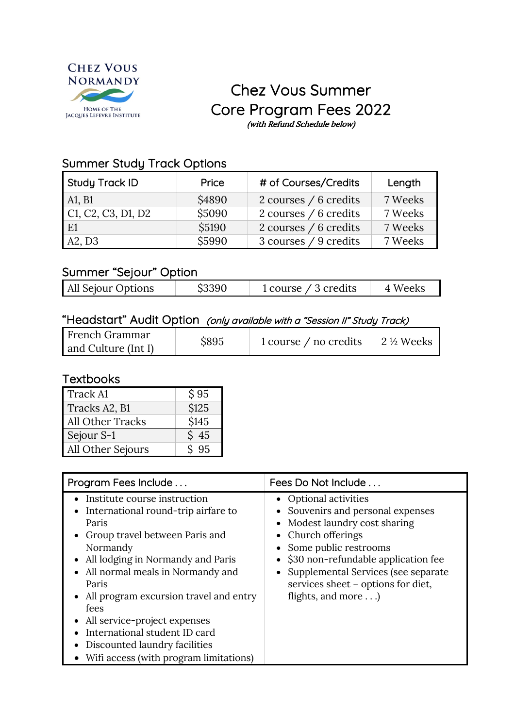CHEZ VOUS NORMANDY

HOME OF THE JACQUES LEFEVRE INSTITUTE

# Chez Vous Summer Core Program Fees 2022

*(with Refund Schedule below)*

## Summer Study Track Options

| Study Track ID | Price | # of Courses/Credits | Length |
|---|---|---|---|
| A1, B1 | $4890 | 2 courses / 6 credits | 7 Weeks |
| C1, C2, C3, D1, D2 | $5090 | 2 courses / 6 credits | 7 Weeks |
| E1 | $5190 | 2 courses / 6 credits | 7 Weeks |
| A2, D3 | $5990 | 3 courses / 9 credits | 7 Weeks |

## Summer "Sejour" Option

| All Sejour Options | $3390 | 1 course / 3 credits | 4 Weeks |
|---|---|---|---|

## "Headstart" Audit Option *(only available with a "Session II" Study Track)*

| French Grammar and Culture (Int I) | $895 | 1 course / no credits | 2 ½ Weeks |
|---|---|---|---|

## Textbooks

| Track A1 | $ 95 |
|---|---|
| Tracks A2, B1 | $125 |
| All Other Tracks | $145 |
| Sejour S-1 | $ 45 |
| All Other Sejours | $ 95 |

| Program Fees Include . . . | Fees Do Not Include . . . |
|---|---|
| • Institute course instruction<br>• International round-trip airfare to Paris<br>• Group travel between Paris and Normandy<br>• All lodging in Normandy and Paris<br>• All normal meals in Normandy and Paris<br>• All program excursion travel and entry fees<br>• All service-project expenses<br>• International student ID card<br>• Discounted laundry facilities<br>• Wifi access (with program limitations) | • Optional activities<br>• Souvenirs and personal expenses<br>• Modest laundry cost sharing<br>• Church offerings<br>• Some public restrooms<br>• $30 non-refundable application fee<br>• Supplemental Services (see separate services sheet – options for diet, flights, and more . . .) |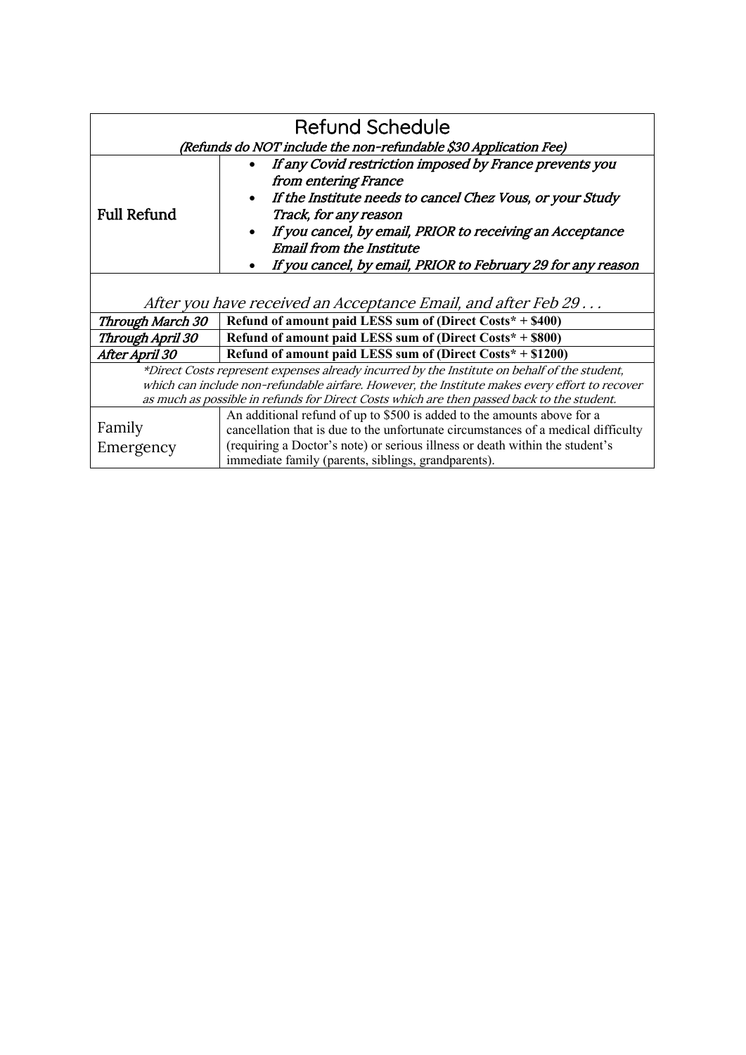| Refund Schedule<br>*(Refunds do NOT include the non-refundable $30 Application Fee)* | |
|---|---|
| **Full Refund** | • *If any Covid restriction imposed by France prevents you from entering France*<br>• *If the Institute needs to cancel Chez Vous, or your Study Track, for any reason*<br>• *If you cancel, by email, PRIOR to receiving an Acceptance Email from the Institute*<br>• *If you cancel, by email, PRIOR to February 29 for any reason* |
| *After you have received an Acceptance Email, and after Feb 29 . . .* | |
| *Through March 30* | **Refund of amount paid LESS sum of (Direct Costs* + $400)** |
| *Through April 30* | **Refund of amount paid LESS sum of (Direct Costs* + $800)** |
| *After April 30* | **Refund of amount paid LESS sum of (Direct Costs* + $1200)** |
| *\*Direct Costs represent expenses already incurred by the Institute on behalf of the student, which can include non-refundable airfare. However, the Institute makes every effort to recover as much as possible in refunds for Direct Costs which are then passed back to the student.* | |
| Family Emergency | An additional refund of up to $500 is added to the amounts above for a cancellation that is due to the unfortunate circumstances of a medical difficulty (requiring a Doctor's note) or serious illness or death within the student's immediate family (parents, siblings, grandparents). |